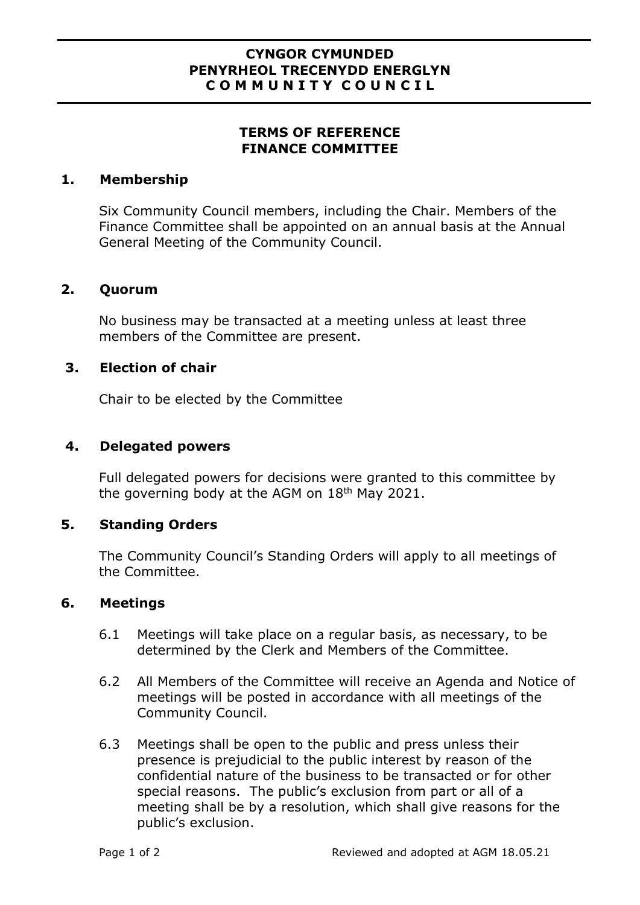# CYNGOR CYMUNDED PENYRHEOL TRECENYDD ENERGLYN C O M M U N I T Y C O U N C I L

## TERMS OF REFERENCE FINANCE COMMITTEE

### 1. Membership

Six Community Council members, including the Chair. Members of the Finance Committee shall be appointed on an annual basis at the Annual General Meeting of the Community Council.

### 2. Quorum

No business may be transacted at a meeting unless at least three members of the Committee are present.

### 3. Election of chair

Chair to be elected by the Committee

### 4. Delegated powers

Full delegated powers for decisions were granted to this committee by the governing body at the AGM on 18th May 2021.

### 5. Standing Orders

The Community Council's Standing Orders will apply to all meetings of the Committee.

### 6. Meetings

6.1 Meetings will take place on a regular basis, as necessary, to be determined by the Clerk and Members of the Committee.

6.2 All Members of the Committee will receive an Agenda and Notice of meetings will be posted in accordance with all meetings of the Community Council.

6.3 Meetings shall be open to the public and press unless their presence is prejudicial to the public interest by reason of the confidential nature of the business to be transacted or for other special reasons. The public's exclusion from part or all of a meeting shall be by a resolution, which shall give reasons for the public's exclusion.

Reviewed and adopted at AGM 18.05.21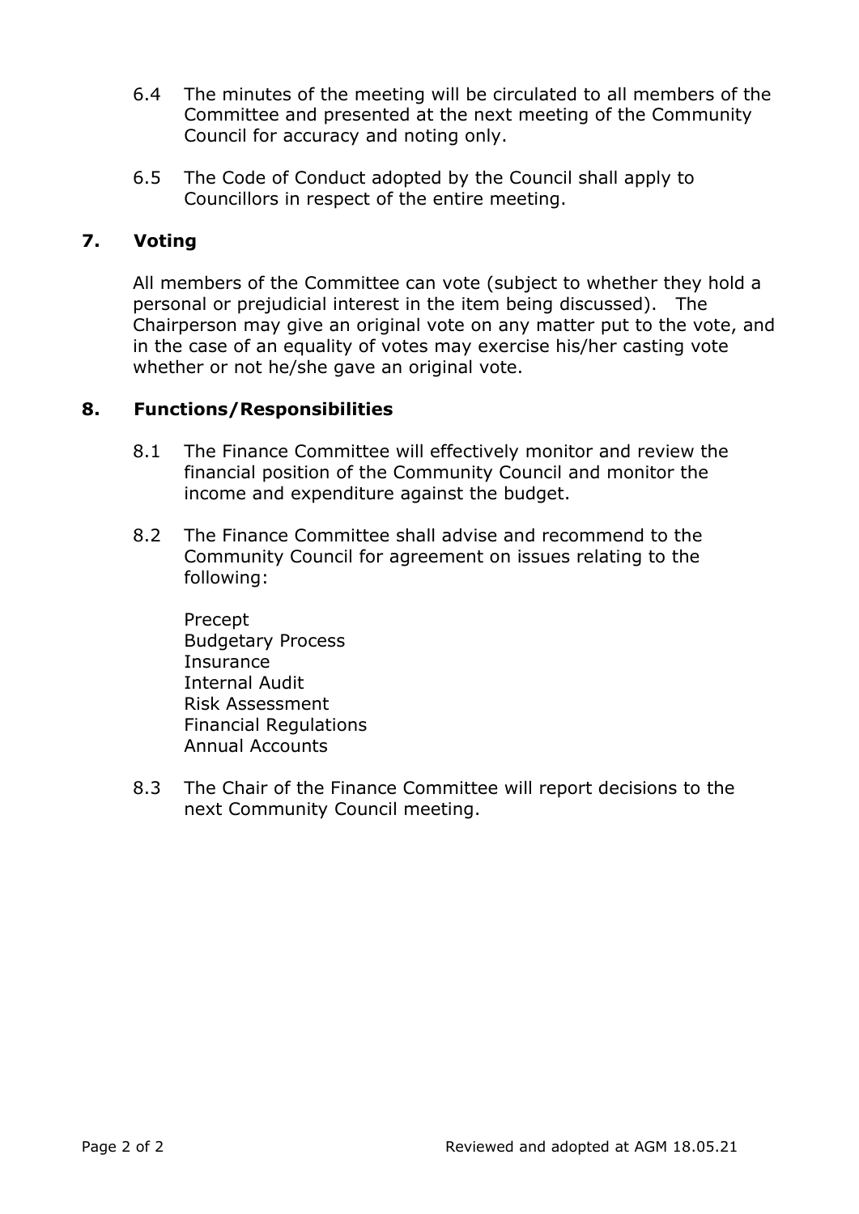6.4 The minutes of the meeting will be circulated to all members of the Committee and presented at the next meeting of the Community Council for accuracy and noting only.

6.5 The Code of Conduct adopted by the Council shall apply to Councillors in respect of the entire meeting.

## 7. Voting

All members of the Committee can vote (subject to whether they hold a personal or prejudicial interest in the item being discussed). The Chairperson may give an original vote on any matter put to the vote, and in the case of an equality of votes may exercise his/her casting vote whether or not he/she gave an original vote.

## 8. Functions/Responsibilities

8.1 The Finance Committee will effectively monitor and review the financial position of the Community Council and monitor the income and expenditure against the budget.

8.2 The Finance Committee shall advise and recommend to the Community Council for agreement on issues relating to the following:

Precept
Budgetary Process
Insurance
Internal Audit
Risk Assessment
Financial Regulations
Annual Accounts

8.3 The Chair of the Finance Committee will report decisions to the next Community Council meeting.

Reviewed and adopted at AGM 18.05.21